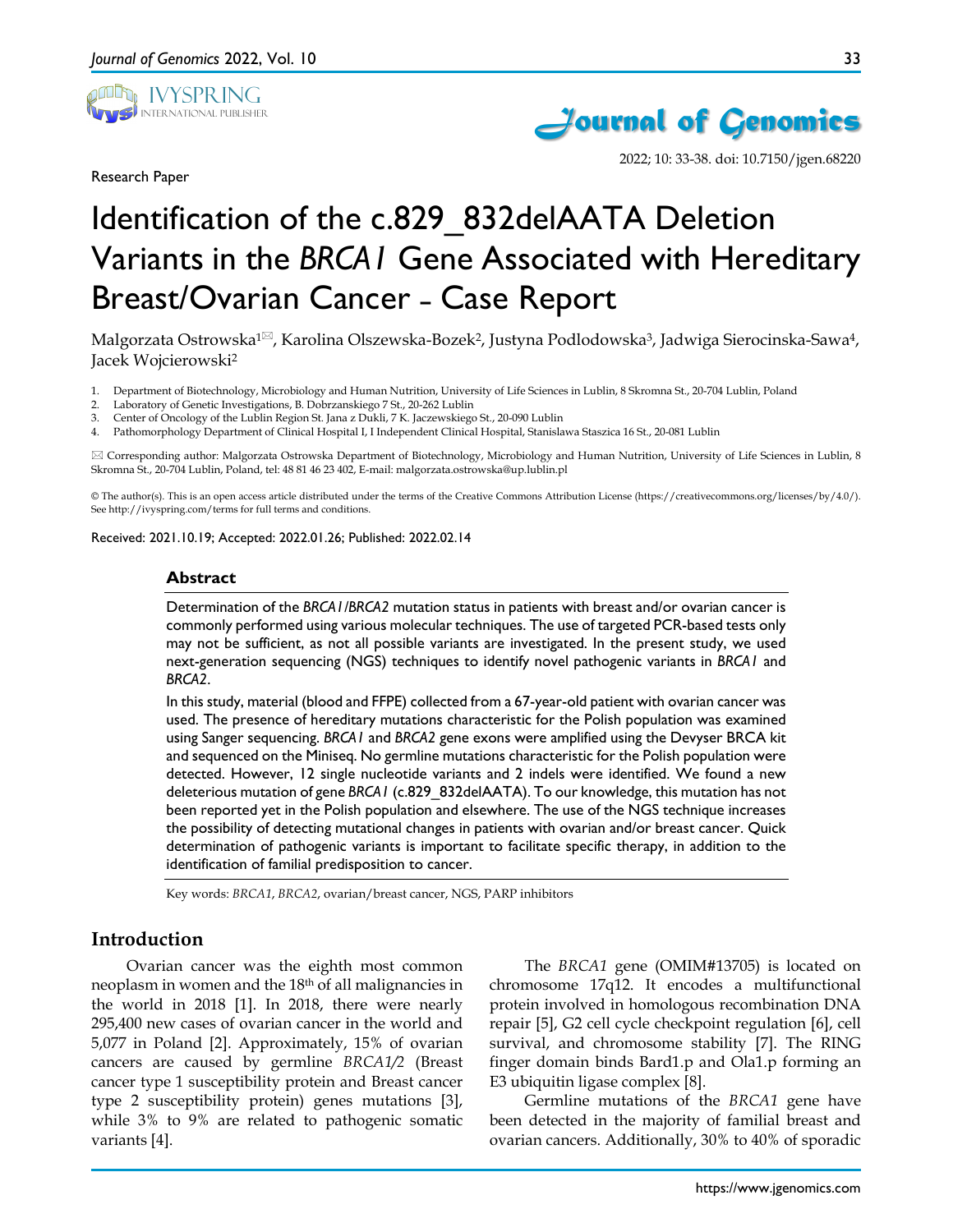Research Paper

# Identification of the c.829_832delAATA Deletion Variants in the *BRCA1* Gene Associated with Hereditary Breast/Ovarian Cancer – Case Report

Malgorzata Ostrowska[1]✉, Karolina Olszewska-Bozek[2], Justyna Podlodowska[3], Jadwiga Sierocinska-Sawa[4], Jacek Wojcierowski[2]

1. Department of Biotechnology, Microbiology and Human Nutrition, University of Life Sciences in Lublin, 8 Skromna St., 20-704 Lublin, Poland
2. Laboratory of Genetic Investigations, B. Dobrzanskiego 7 St., 20-262 Lublin
3. Center of Oncology of the Lublin Region St. Jana z Dukli, 7 K. Jaczewskiego St., 20-090 Lublin
4. Pathomorphology Department of Clinical Hospital I, I Independent Clinical Hospital, Stanislawa Staszica 16 St., 20-081 Lublin

✉ Corresponding author: Malgorzata Ostrowska Department of Biotechnology, Microbiology and Human Nutrition, University of Life Sciences in Lublin, 8 Skromna St., 20-704 Lublin, Poland, tel: 48 81 46 23 402, E-mail: malgorzata.ostrowska@up.lublin.pl

© The author(s). This is an open access article distributed under the terms of the Creative Commons Attribution License (https://creativecommons.org/licenses/by/4.0/). See http://ivyspring.com/terms for full terms and conditions.

Received: 2021.10.19; Accepted: 2022.01.26; Published: 2022.02.14

## Abstract

Determination of the *BRCA1*/*BRCA2* mutation status in patients with breast and/or ovarian cancer is commonly performed using various molecular techniques. The use of targeted PCR-based tests only may not be sufficient, as not all possible variants are investigated. In the present study, we used next-generation sequencing (NGS) techniques to identify novel pathogenic variants in *BRCA1* and *BRCA2*.

In this study, material (blood and FFPE) collected from a 67-year-old patient with ovarian cancer was used. The presence of hereditary mutations characteristic for the Polish population was examined using Sanger sequencing. *BRCA1* and *BRCA2* gene exons were amplified using the Devyser BRCA kit and sequenced on the Miniseq. No germline mutations characteristic for the Polish population were detected. However, 12 single nucleotide variants and 2 indels were identified. We found a new deleterious mutation of gene *BRCA1* (c.829_832delAATA). To our knowledge, this mutation has not been reported yet in the Polish population and elsewhere. The use of the NGS technique increases the possibility of detecting mutational changes in patients with ovarian and/or breast cancer. Quick determination of pathogenic variants is important to facilitate specific therapy, in addition to the identification of familial predisposition to cancer.

Key words: *BRCA1*, *BRCA2*, ovarian/breast cancer, NGS, PARP inhibitors

## Introduction

Ovarian cancer was the eighth most common neoplasm in women and the 18th of all malignancies in the world in 2018 [1]. In 2018, there were nearly 295,400 new cases of ovarian cancer in the world and 5,077 in Poland [2]. Approximately, 15% of ovarian cancers are caused by germline *BRCA1/2* (Breast cancer type 1 susceptibility protein and Breast cancer type 2 susceptibility protein) genes mutations [3], while 3% to 9% are related to pathogenic somatic variants [4].

The *BRCA1* gene (OMIM#13705) is located on chromosome 17q12. It encodes a multifunctional protein involved in homologous recombination DNA repair [5], G2 cell cycle checkpoint regulation [6], cell survival, and chromosome stability [7]. The RING finger domain binds Bard1.p and Ola1.p forming an E3 ubiquitin ligase complex [8].

Germline mutations of the *BRCA1* gene have been detected in the majority of familial breast and ovarian cancers. Additionally, 30% to 40% of sporadic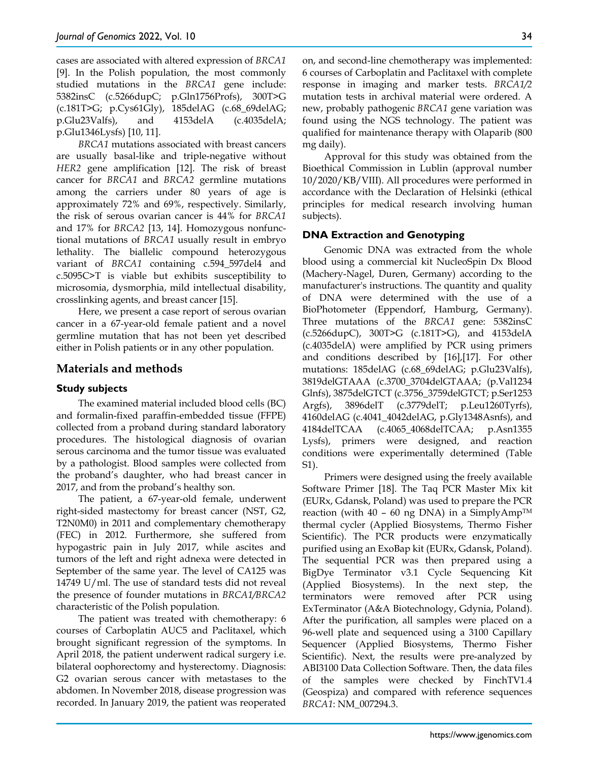cases are associated with altered expression of *BRCA1* [9]. In the Polish population, the most commonly studied mutations in the *BRCA1* gene include: 5382insC (c.5266dupC; p.Gln1756Profs), 300T>G (c.181T>G; p.Cys61Gly), 185delAG (c.68_69delAG; p.Glu23Valfs), and 4153delA (c.4035delA; p.Glu1346Lysfs) [10, 11].

*BRCA1* mutations associated with breast cancers are usually basal-like and triple-negative without *HER2* gene amplification [12]. The risk of breast cancer for *BRCA1* and *BRCA2* germline mutations among the carriers under 80 years of age is approximately 72% and 69%, respectively. Similarly, the risk of serous ovarian cancer is 44% for *BRCA1* and 17% for *BRCA2* [13, 14]. Homozygous nonfunctional mutations of *BRCA1* usually result in embryo lethality. The biallelic compound heterozygous variant of *BRCA1* containing c.594_597del4 and c.5095C>T is viable but exhibits susceptibility to microsomia, dysmorphia, mild intellectual disability, crosslinking agents, and breast cancer [15].

Here, we present a case report of serous ovarian cancer in a 67-year-old female patient and a novel germline mutation that has not been yet described either in Polish patients or in any other population.

## Materials and methods

### Study subjects

The examined material included blood cells (BC) and formalin-fixed paraffin-embedded tissue (FFPE) collected from a proband during standard laboratory procedures. The histological diagnosis of ovarian serous carcinoma and the tumor tissue was evaluated by a pathologist. Blood samples were collected from the proband's daughter, who had breast cancer in 2017, and from the proband's healthy son.

The patient, a 67-year-old female, underwent right-sided mastectomy for breast cancer (NST, G2, T2N0M0) in 2011 and complementary chemotherapy (FEC) in 2012. Furthermore, she suffered from hypogastric pain in July 2017, while ascites and tumors of the left and right adnexa were detected in September of the same year. The level of CA125 was 14749 U/ml. The use of standard tests did not reveal the presence of founder mutations in *BRCA1/BRCA2* characteristic of the Polish population.

The patient was treated with chemotherapy: 6 courses of Carboplatin AUC5 and Paclitaxel, which brought significant regression of the symptoms. In April 2018, the patient underwent radical surgery i.e. bilateral oophorectomy and hysterectomy. Diagnosis: G2 ovarian serous cancer with metastases to the abdomen. In November 2018, disease progression was recorded. In January 2019, the patient was reoperated on, and second-line chemotherapy was implemented: 6 courses of Carboplatin and Paclitaxel with complete response in imaging and marker tests. *BRCA1/2* mutation tests in archival material were ordered. A new, probably pathogenic *BRCA1* gene variation was found using the NGS technology. The patient was qualified for maintenance therapy with Olaparib (800 mg daily).

Approval for this study was obtained from the Bioethical Commission in Lublin (approval number 10/2020/KB/VIII). All procedures were performed in accordance with the Declaration of Helsinki (ethical principles for medical research involving human subjects).

### DNA Extraction and Genotyping

Genomic DNA was extracted from the whole blood using a commercial kit NucleoSpin Dx Blood (Machery-Nagel, Duren, Germany) according to the manufacturer's instructions. The quantity and quality of DNA were determined with the use of a BioPhotometer (Eppendorf, Hamburg, Germany). Three mutations of the *BRCA1* gene: 5382insC (c.5266dupC), 300T>G (c.181T>G), and 4153delA (c.4035delA) were amplified by PCR using primers and conditions described by [16],[17]. For other mutations: 185delAG (c.68_69delAG; p.Glu23Valfs), 3819delGTAAA (c.3700_3704delGTAAA; (p.Val1234 Glnfs), 3875delGTCT (c.3756_3759delGTCT; p.Ser1253 Argfs), 3896delT (c.3779delT; p.Leu1260Tyrfs), 4160delAG (c.4041_4042delAG, p.Gly1348Asnfs), and 4184delTCAA (c.4065_4068delTCAA; p.Asn1355 Lysfs), primers were designed, and reaction conditions were experimentally determined (Table S1).

Primers were designed using the freely available Software Primer [18]. The Taq PCR Master Mix kit (EURx, Gdansk, Poland) was used to prepare the PCR reaction (with 40 – 60 ng DNA) in a SimplyAmp™ thermal cycler (Applied Biosystems, Thermo Fisher Scientific). The PCR products were enzymatically purified using an ExoBap kit (EURx, Gdansk, Poland). The sequential PCR was then prepared using a BigDye Terminator v3.1 Cycle Sequencing Kit (Applied Biosystems). In the next step, the terminators were removed after PCR using ExTerminator (A&A Biotechnology, Gdynia, Poland). After the purification, all samples were placed on a 96-well plate and sequenced using a 3100 Capillary Sequencer (Applied Biosystems, Thermo Fisher Scientific). Next, the results were pre-analyzed by ABI3100 Data Collection Software. Then, the data files of the samples were checked by FinchTV1.4 (Geospiza) and compared with reference sequences *BRCA1*: NM_007294.3.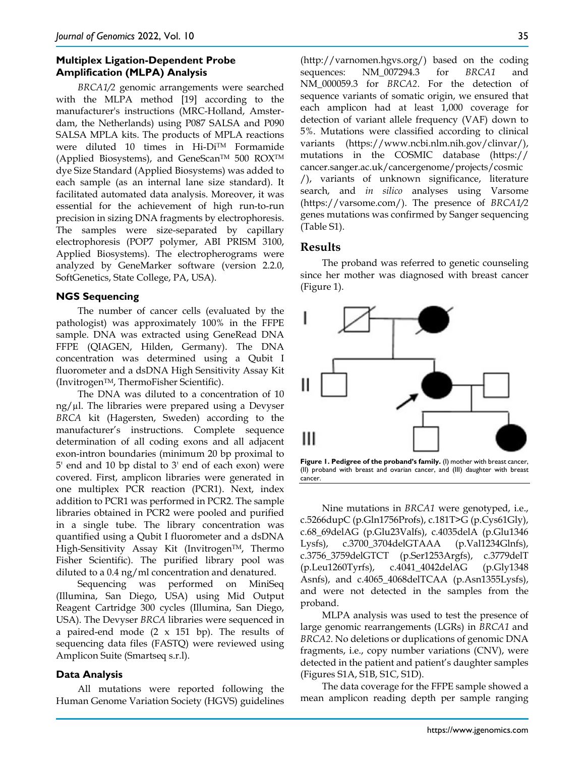### Multiplex Ligation-Dependent Probe Amplification (MLPA) Analysis

*BRCA1/2* genomic arrangements were searched with the MLPA method [19] according to the manufacturer's instructions (MRC-Holland, Amsterdam, the Netherlands) using P087 SALSA and P090 SALSA MPLA kits. The products of MPLA reactions were diluted 10 times in Hi-Di™ Formamide (Applied Biosystems), and GeneScan™ 500 ROX™ dye Size Standard (Applied Biosystems) was added to each sample (as an internal lane size standard). It facilitated automated data analysis. Moreover, it was essential for the achievement of high run-to-run precision in sizing DNA fragments by electrophoresis. The samples were size-separated by capillary electrophoresis (POP7 polymer, ABI PRISM 3100, Applied Biosystems). The electropherograms were analyzed by GeneMarker software (version 2.2.0, SoftGenetics, State College, PA, USA).

### NGS Sequencing

The number of cancer cells (evaluated by the pathologist) was approximately 100% in the FFPE sample. DNA was extracted using GeneRead DNA FFPE (QIAGEN, Hilden, Germany). The DNA concentration was determined using a Qubit I fluorometer and a dsDNA High Sensitivity Assay Kit (Invitrogen™, ThermoFisher Scientific).

The DNA was diluted to a concentration of 10 ng/µl. The libraries were prepared using a Devyser *BRCA* kit (Hagersten, Sweden) according to the manufacturer's instructions. Complete sequence determination of all coding exons and all adjacent exon-intron boundaries (minimum 20 bp proximal to 5' end and 10 bp distal to 3' end of each exon) were covered. First, amplicon libraries were generated in one multiplex PCR reaction (PCR1). Next, index addition to PCR1 was performed in PCR2. The sample libraries obtained in PCR2 were pooled and purified in a single tube. The library concentration was quantified using a Qubit I fluorometer and a dsDNA High-Sensitivity Assay Kit (Invitrogen™, Thermo Fisher Scientific). The purified library pool was diluted to a 0.4 ng/ml concentration and denatured.

Sequencing was performed on MiniSeq (Illumina, San Diego, USA) using Mid Output Reagent Cartridge 300 cycles (Illumina, San Diego, USA). The Devyser *BRCA* libraries were sequenced in a paired-end mode (2 x 151 bp). The results of sequencing data files (FASTQ) were reviewed using Amplicon Suite (Smartseq s.r.l).

### Data Analysis

All mutations were reported following the Human Genome Variation Society (HGVS) guidelines (http://varnomen.hgvs.org/) based on the coding sequences: NM_007294.3 for *BRCA1* and NM_000059.3 for *BRCA2*. For the detection of sequence variants of somatic origin, we ensured that each amplicon had at least 1,000 coverage for detection of variant allele frequency (VAF) down to 5%. Mutations were classified according to clinical variants (https://www.ncbi.nlm.nih.gov/clinvar/), mutations in the COSMIC database (https://cancer.sanger.ac.uk/cancergenome/projects/cosmic/), variants of unknown significance, literature search, and *in silico* analyses using Varsome (https://varsome.com/). The presence of *BRCA1/2* genes mutations was confirmed by Sanger sequencing (Table S1).

## Results

The proband was referred to genetic counseling since her mother was diagnosed with breast cancer (Figure 1).

**Figure 1. Pedigree of the proband's family.** (I) mother with breast cancer, (II) proband with breast and ovarian cancer, and (III) daughter with breast cancer.

Nine mutations in *BRCA1* were genotyped, i.e., c.5266dupC (p.Gln1756Profs), c.181T>G (p.Cys61Gly), c.68_69delAG (p.Glu23Valfs), c.4035delA (p.Glu1346 Lysfs), c.3700_3704delGTAAA (p.Val1234Glnfs), c.3756_3759delGTCT (p.Ser1253Argfs), c.3779delT (p.Leu1260Tyrfs), c.4041_4042delAG (p.Gly1348 Asnfs), and c.4065_4068delTCAA (p.Asn1355Lysfs), and were not detected in the samples from the proband.

MLPA analysis was used to test the presence of large genomic rearrangements (LGRs) in *BRCA1* and *BRCA2*. No deletions or duplications of genomic DNA fragments, i.e., copy number variations (CNV), were detected in the patient and patient's daughter samples (Figures S1A, S1B, S1C, S1D).

The data coverage for the FFPE sample showed a mean amplicon reading depth per sample ranging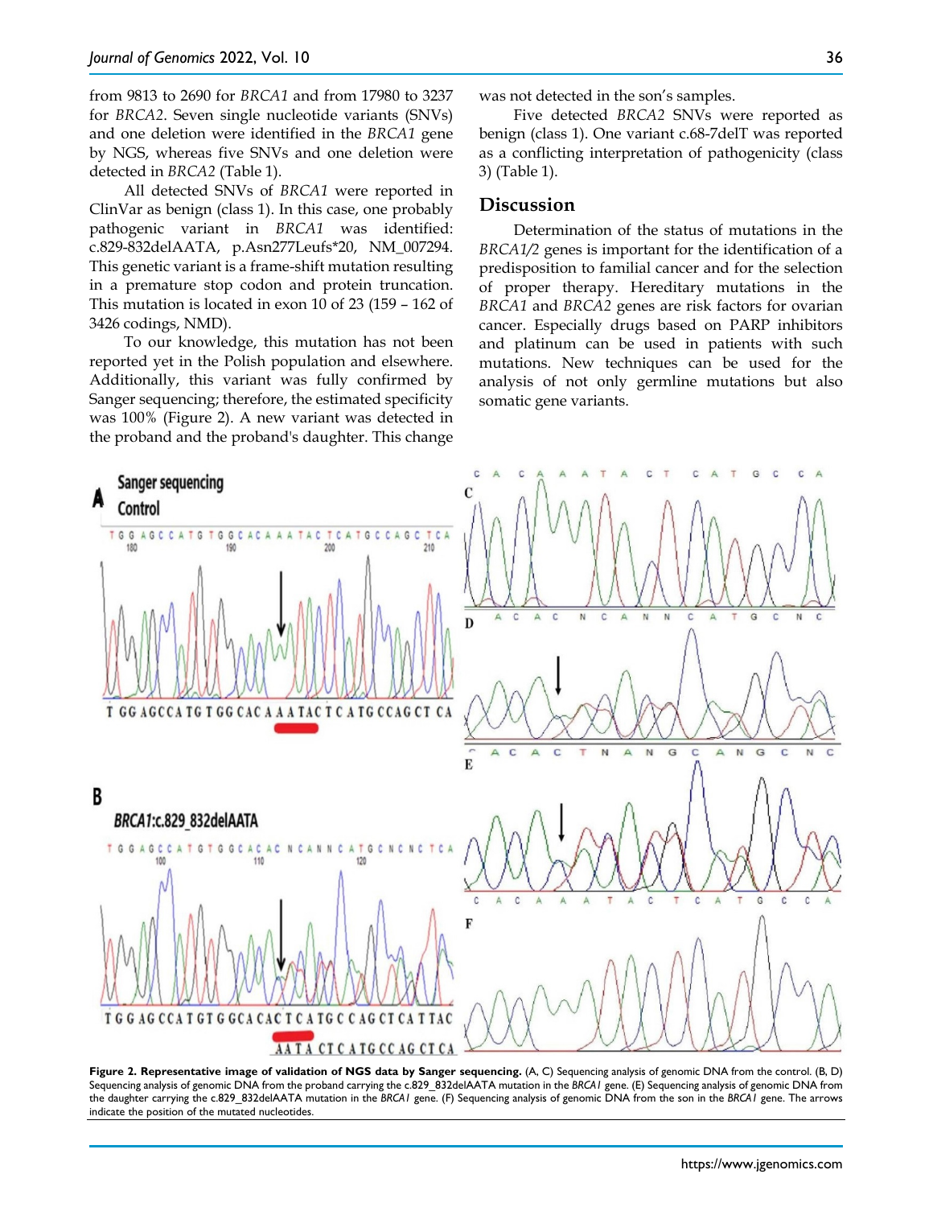from 9813 to 2690 for *BRCA1* and from 17980 to 3237 for *BRCA2*. Seven single nucleotide variants (SNVs) and one deletion were identified in the *BRCA1* gene by NGS, whereas five SNVs and one deletion were detected in *BRCA2* (Table 1).

All detected SNVs of *BRCA1* were reported in ClinVar as benign (class 1). In this case, one probably pathogenic variant in *BRCA1* was identified: c.829-832delAATA, p.Asn277Leufs*20, NM_007294. This genetic variant is a frame-shift mutation resulting in a premature stop codon and protein truncation. This mutation is located in exon 10 of 23 (159 – 162 of 3426 codings, NMD).

To our knowledge, this mutation has not been reported yet in the Polish population and elsewhere. Additionally, this variant was fully confirmed by Sanger sequencing; therefore, the estimated specificity was 100% (Figure 2). A new variant was detected in the proband and the proband's daughter. This change was not detected in the son's samples.

Five detected *BRCA2* SNVs were reported as benign (class 1). One variant c.68-7delT was reported as a conflicting interpretation of pathogenicity (class 3) (Table 1).

## Discussion

Determination of the status of mutations in the *BRCA1/2* genes is important for the identification of a predisposition to familial cancer and for the selection of proper therapy. Hereditary mutations in the *BRCA1* and *BRCA2* genes are risk factors for ovarian cancer. Especially drugs based on PARP inhibitors and platinum can be used in patients with such mutations. New techniques can be used for the analysis of not only germline mutations but also somatic gene variants.

**Figure 2. Representative image of validation of NGS data by Sanger sequencing.** (A, C) Sequencing analysis of genomic DNA from the control. (B, D) Sequencing analysis of genomic DNA from the proband carrying the c.829_832delAATA mutation in the *BRCA1* gene. (E) Sequencing analysis of genomic DNA from the daughter carrying the c.829_832delAATA mutation in the *BRCA1* gene. (F) Sequencing analysis of genomic DNA from the son in the *BRCA1* gene. The arrows indicate the position of the mutated nucleotides.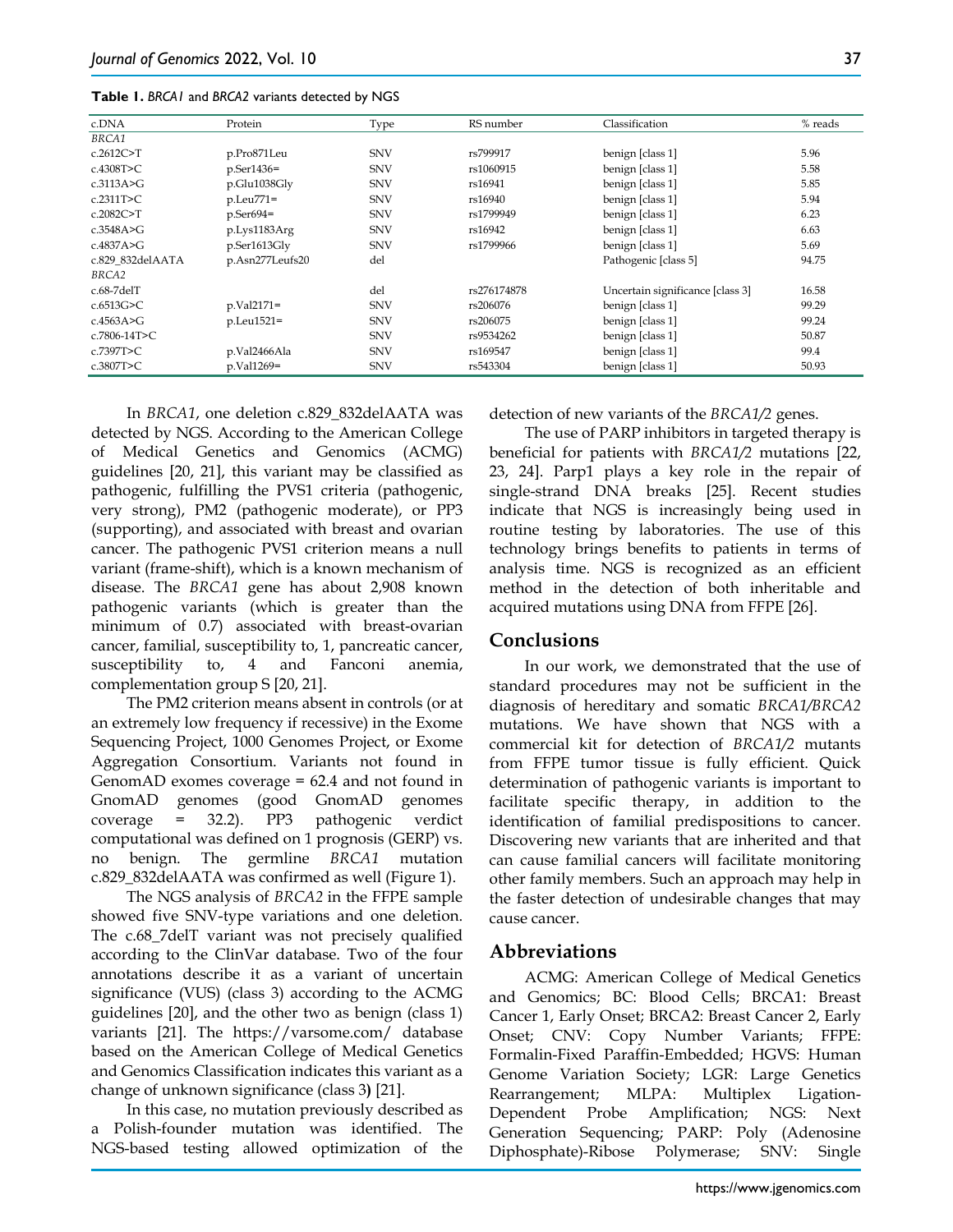**Table 1.** *BRCA1* and *BRCA2* variants detected by NGS

| c.DNA | Protein | Type | RS number | Classification | % reads |
|---|---|---|---|---|---|
| *BRCA1* | | | | | |
| c.2612C>T | p.Pro871Leu | SNV | rs799917 | benign [class 1] | 5.96 |
| c.4308T>C | p.Ser1436= | SNV | rs1060915 | benign [class 1] | 5.58 |
| c.3113A>G | p.Glu1038Gly | SNV | rs16941 | benign [class 1] | 5.85 |
| c.2311T>C | p.Leu771= | SNV | rs16940 | benign [class 1] | 5.94 |
| c.2082C>T | p.Ser694= | SNV | rs1799949 | benign [class 1] | 6.23 |
| c.3548A>G | p.Lys1183Arg | SNV | rs16942 | benign [class 1] | 6.63 |
| c.4837A>G | p.Ser1613Gly | SNV | rs1799966 | benign [class 1] | 5.69 |
| c.829_832delAATA | p.Asn277Leufs20 | del | | Pathogenic [class 5] | 94.75 |
| *BRCA2* | | | | | |
| c.68-7delT | | del | rs276174878 | Uncertain significance [class 3] | 16.58 |
| c.6513G>C | p.Val2171= | SNV | rs206076 | benign [class 1] | 99.29 |
| c.4563A>G | p.Leu1521= | SNV | rs206075 | benign [class 1] | 99.24 |
| c.7806-14T>C | | SNV | rs9534262 | benign [class 1] | 50.87 |
| c.7397T>C | p.Val2466Ala | SNV | rs169547 | benign [class 1] | 99.4 |
| c.3807T>C | p.Val1269= | SNV | rs543304 | benign [class 1] | 50.93 |

In *BRCA1*, one deletion c.829_832delAATA was detected by NGS. According to the American College of Medical Genetics and Genomics (ACMG) guidelines [20, 21], this variant may be classified as pathogenic, fulfilling the PVS1 criteria (pathogenic, very strong), PM2 (pathogenic moderate), or PP3 (supporting), and associated with breast and ovarian cancer. The pathogenic PVS1 criterion means a null variant (frame-shift), which is a known mechanism of disease. The *BRCA1* gene has about 2,908 known pathogenic variants (which is greater than the minimum of 0.7) associated with breast-ovarian cancer, familial, susceptibility to, 1, pancreatic cancer, susceptibility to, 4 and Fanconi anemia, complementation group S [20, 21].

The PM2 criterion means absent in controls (or at an extremely low frequency if recessive) in the Exome Sequencing Project, 1000 Genomes Project, or Exome Aggregation Consortium. Variants not found in GenomAD exomes coverage = 62.4 and not found in GnomAD genomes (good GnomAD genomes coverage = 32.2). PP3 pathogenic verdict computational was defined on 1 prognosis (GERP) vs. no benign. The germline *BRCA1* mutation c.829_832delAATA was confirmed as well (Figure 1).

The NGS analysis of *BRCA2* in the FFPE sample showed five SNV-type variations and one deletion. The c.68_7delT variant was not precisely qualified according to the ClinVar database. Two of the four annotations describe it as a variant of uncertain significance (VUS) (class 3) according to the ACMG guidelines [20], and the other two as benign (class 1) variants [21]. The https://varsome.com/ database based on the American College of Medical Genetics and Genomics Classification indicates this variant as a change of unknown significance (class 3**)** [21].

In this case, no mutation previously described as a Polish-founder mutation was identified. The NGS-based testing allowed optimization of the detection of new variants of the *BRCA1/2* genes.

The use of PARP inhibitors in targeted therapy is beneficial for patients with *BRCA1/2* mutations [22, 23, 24]. Parp1 plays a key role in the repair of single-strand DNA breaks [25]. Recent studies indicate that NGS is increasingly being used in routine testing by laboratories. The use of this technology brings benefits to patients in terms of analysis time. NGS is recognized as an efficient method in the detection of both inheritable and acquired mutations using DNA from FFPE [26].

## Conclusions

In our work, we demonstrated that the use of standard procedures may not be sufficient in the diagnosis of hereditary and somatic *BRCA1/BRCA2* mutations. We have shown that NGS with a commercial kit for detection of *BRCA1/2* mutants from FFPE tumor tissue is fully efficient. Quick determination of pathogenic variants is important to facilitate specific therapy, in addition to the identification of familial predispositions to cancer. Discovering new variants that are inherited and that can cause familial cancers will facilitate monitoring other family members. Such an approach may help in the faster detection of undesirable changes that may cause cancer.

## Abbreviations

ACMG: American College of Medical Genetics and Genomics; BC: Blood Cells; BRCA1: Breast Cancer 1, Early Onset; BRCA2: Breast Cancer 2, Early Onset; CNV: Copy Number Variants; FFPE: Formalin-Fixed Paraffin-Embedded; HGVS: Human Genome Variation Society; LGR: Large Genetics Rearrangement; MLPA: Multiplex Ligation-Dependent Probe Amplification; NGS: Next Generation Sequencing; PARP: Poly (Adenosine Diphosphate)-Ribose Polymerase; SNV: Single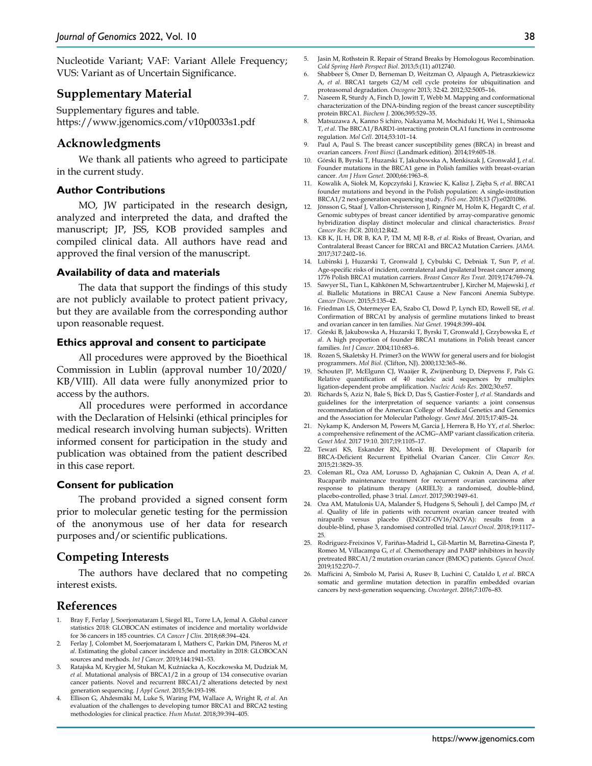Nucleotide Variant; VAF: Variant Allele Frequency; VUS: Variant as of Uncertain Significance.

## Supplementary Material

Supplementary figures and table.
https://www.jgenomics.com/v10p0033s1.pdf

## Acknowledgments

We thank all patients who agreed to participate in the current study.

### Author Contributions

MO, JW participated in the research design, analyzed and interpreted the data, and drafted the manuscript; JP, JSS, KOB provided samples and compiled clinical data. All authors have read and approved the final version of the manuscript.

### Availability of data and materials

The data that support the findings of this study are not publicly available to protect patient privacy, but they are available from the corresponding author upon reasonable request.

### Ethics approval and consent to participate

All procedures were approved by the Bioethical Commission in Lublin (approval number 10/2020/KB/VIII). All data were fully anonymized prior to access by the authors.

All procedures were performed in accordance with the Declaration of Helsinki (ethical principles for medical research involving human subjects). Written informed consent for participation in the study and publication was obtained from the patient described in this case report.

### Consent for publication

The proband provided a signed consent form prior to molecular genetic testing for the permission of the anonymous use of her data for research purposes and/or scientific publications.

## Competing Interests

The authors have declared that no competing interest exists.

## References

1. Bray F, Ferlay J, Soerjomataram I, Siegel RL, Torre LA, Jemal A. Global cancer statistics 2018: GLOBOCAN estimates of incidence and mortality worldwide for 36 cancers in 185 countries. *CA Cancer J Clin*. 2018;68:394–424.
2. Ferlay J, Colombet M, Soerjomataram I, Mathers C, Parkin DM, Piñeros M, *et al*. Estimating the global cancer incidence and mortality in 2018: GLOBOCAN sources and methods. *Int J Cancer*. 2019;144:1941–53.
3. Ratajska M, Krygier M, Stukan M, Kuźniacka A, Koczkowska M, Dudziak M, *et al*. Mutational analysis of BRCA1/2 in a group of 134 consecutive ovarian cancer patients. Novel and recurrent BRCA1/2 alterations detected by next generation sequencing. *J Appl Genet*. 2015;56:193-198.
4. Ellison G, Ahdesmäki M, Luke S, Waring PM, Wallace A, Wright R, *et al*. An evaluation of the challenges to developing tumor BRCA1 and BRCA2 testing methodologies for clinical practice. *Hum Mutat*. 2018;39:394–405.
5. Jasin M, Rothstein R. Repair of Strand Breaks by Homologous Recombination. *Cold Spring Harb Perspect Biol*. 2013;5:(11) a012740.
6. Shabbeer S, Omer D, Berneman D, Weitzman O, Alpaugh A, Pietraszkiewicz A, *et al*. BRCA1 targets G2/M cell cycle proteins for ubiquitination and proteasomal degradation. *Oncogene* 2013; 32:42. 2012;32:5005–16.
7. Naseem R, Sturdy A, Finch D, Jowitt T, Webb M. Mapping and conformational characterization of the DNA-binding region of the breast cancer susceptibility protein BRCA1. *Biochem J*. 2006;395:529–35.
8. Matsuzawa A, Kanno S ichiro, Nakayama M, Mochiduki H, Wei L, Shimaoka T, *et al*. The BRCA1/BARD1-interacting protein OLA1 functions in centrosome regulation. *Mol Cell*. 2014;53:101–14.
9. Paul A, Paul S. The breast cancer susceptibility genes (BRCA) in breast and ovarian cancers. *Front Biosci* (Landmark edition). 2014;19:605-18.
10. Górski B, Byrski T, Huzarski T, Jakubowska A, Menkiszak J, Gronwald J, *et al*. Founder mutations in the BRCA1 gene in Polish families with breast-ovarian cancer. *Am J Hum Genet*. 2000;66:1963–8.
11. Kowalik A, Siołek M, Kopczyński J, Krawiec K, Kalisz J, Zięba S, *et al*. BRCA1 founder mutations and beyond in the Polish population: A single-institution BRCA1/2 next-generation sequencing study. *PloS one*. 2018;13 (7):e0201086.
12. Jönsson G, Staaf J, Vallon-Christersson J, Ringnér M, Holm K, Hegardt C, *et al*. Genomic subtypes of breast cancer identified by array-comparative genomic hybridization display distinct molecular and clinical characteristics. *Breast Cancer Res: BCR*. 2010;12:R42.
13. KB K, JL H, DR B, KA P, TM M, MJ R-B, *et al*. Risks of Breast, Ovarian, and Contralateral Breast Cancer for BRCA1 and BRCA2 Mutation Carriers. *JAMA*. 2017;317:2402–16.
14. Lubinski J, Huzarski T, Gronwald J, Cybulski C, Debniak T, Sun P, *et al*. Age-specific risks of incident, contralateral and ipsilateral breast cancer among 1776 Polish BRCA1 mutation carriers. *Breast Cancer Res Treat*. 2019;174:769–74.
15. Sawyer SL, Tian L, Kähkönen M, Schwartzentruber J, Kircher M, Majewski J, *et al*. Biallelic Mutations in BRCA1 Cause a New Fanconi Anemia Subtype. *Cancer Discov*. 2015;5:135–42.
16. Friedman LS, Ostermeyer EA, Szabo CI, Dowd P, Lynch ED, Rowell SE, *et al*. Confirmation of BRCA1 by analysis of germline mutations linked to breast and ovarian cancer in ten families. *Nat Genet*. 1994;8:399–404.
17. Górski B, Jakubowska A, Huzarski T, Byrski T, Gronwald J, Grzybowska E, *et al*. A high proportion of founder BRCA1 mutations in Polish breast cancer families. *Int J Cancer*. 2004;110:683–6.
18. Rozen S, Skaletsky H. Primer3 on the WWW for general users and for biologist programmers. *Mol Biol*. (Clifton, NJ). 2000;132:365–86.
19. Schouten JP, McElgunn CJ, Waaijer R, Zwijnenburg D, Diepvens F, Pals G. Relative quantification of 40 nucleic acid sequences by multiplex ligation-dependent probe amplification. *Nucleic Acids Res*. 2002;30:e57.
20. Richards S, Aziz N, Bale S, Bick D, Das S, Gastier-Foster J, *et al*. Standards and guidelines for the interpretation of sequence variants: a joint consensus recommendation of the American College of Medical Genetics and Genomics and the Association for Molecular Pathology. *Genet Med*. 2015;17:405–24.
21. Nykamp K, Anderson M, Powers M, Garcia J, Herrera B, Ho YY, *et al*. Sherloc: a comprehensive refinement of the ACMG–AMP variant classification criteria. *Genet Med*. 2017 19:10. 2017;19:1105–17.
22. Tewari KS, Eskander RN, Monk BJ. Development of Olaparib for BRCA-Deficient Recurrent Epithelial Ovarian Cancer. *Clin Cancer Res*. 2015;21:3829–35.
23. Coleman RL, Oza AM, Lorusso D, Aghajanian C, Oaknin A, Dean A, *et al*. Rucaparib maintenance treatment for recurrent ovarian carcinoma after response to platinum therapy (ARIEL3): a randomised, double-blind, placebo-controlled, phase 3 trial. *Lancet*. 2017;390:1949–61.
24. Oza AM, Matulonis UA, Malander S, Hudgens S, Sehouli J, del Campo JM, *et al*. Quality of life in patients with recurrent ovarian cancer treated with niraparib versus placebo (ENGOT-OV16/NOVA): results from a double-blind, phase 3, randomised controlled trial. *Lancet Oncol*. 2018;19:1117–25.
25. Rodriguez-Freixinos V, Fariñas-Madrid L, Gil-Martin M, Barretina-Ginesta P, Romeo M, Villacampa G, *et al*. Chemotherapy and PARP inhibitors in heavily pretreated BRCA1/2 mutation ovarian cancer (BMOC) patients. *Gynecol Oncol*. 2019;152:270–7.
26. Mafficini A, Simbolo M, Parisi A, Rusev B, Luchini C, Cataldo I, *et al*. BRCA somatic and germline mutation detection in paraffin embedded ovarian cancers by next-generation sequencing. *Oncotarget*. 2016;7:1076–83.